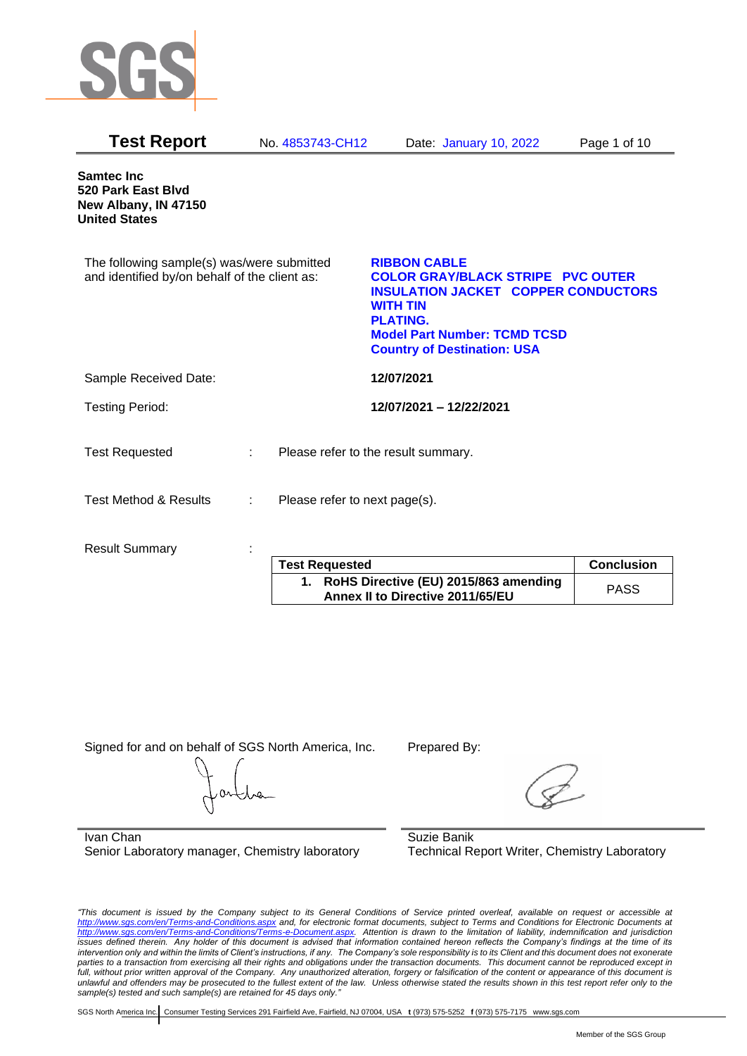# Test Report

No. 4853743-CH12 Date: January 10, 2022

**Samtec Inc**
**520 Park East Blvd**
**New Albany, IN 47150**
**United States**

The following sample(s) was/were submitted and identified by/on behalf of the client as:

**RIBBON CABLE**
**COLOR GRAY/BLACK STRIPE PVC OUTER INSULATION JACKET COPPER CONDUCTORS WITH TIN PLATING.**
**Model Part Number: TCMD TCSD**
**Country of Destination: USA**

Sample Received Date: **12/07/2021**

Testing Period: **12/07/2021 – 12/22/2021**

Test Requested : Please refer to the result summary.

Test Method & Results : Please refer to next page(s).

Result Summary :

| Test Requested | Conclusion |
|---|---|
| 1. RoHS Directive (EU) 2015/863 amending Annex II to Directive 2011/65/EU | PASS |

Signed for and on behalf of SGS North America, Inc.

Ivan Chan
Senior Laboratory manager, Chemistry laboratory

Prepared By:

Suzie Banik
Technical Report Writer, Chemistry Laboratory

*"This document is issued by the Company subject to its General Conditions of Service printed overleaf, available on request or accessible at http://www.sgs.com/en/Terms-and-Conditions.aspx and, for electronic format documents, subject to Terms and Conditions for Electronic Documents at http://www.sgs.com/en/Terms-and-Conditions/Terms-e-Document.aspx. Attention is drawn to the limitation of liability, indemnification and jurisdiction issues defined therein. Any holder of this document is advised that information contained hereon reflects the Company's findings at the time of its intervention only and within the limits of Client's instructions, if any. The Company's sole responsibility is to its Client and this document does not exonerate parties to a transaction from exercising all their rights and obligations under the transaction documents. This document cannot be reproduced except in full, without prior written approval of the Company. Any unauthorized alteration, forgery or falsification of the content or appearance of this document is unlawful and offenders may be prosecuted to the fullest extent of the law. Unless otherwise stated the results shown in this test report refer only to the sample(s) tested and such sample(s) are retained for 45 days only."*

SGS North America Inc. Consumer Testing Services 291 Fairfield Ave, Fairfield, NJ 07004, USA t (973) 575-5252 f (973) 575-7175 www.sgs.com

Member of the SGS Group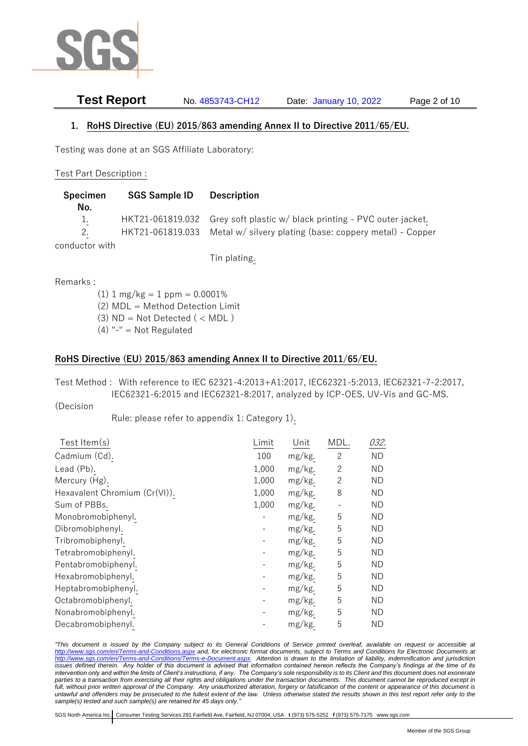**Test Report** No. 4853743-CH12 Date: January 10, 2022

## 1. RoHS Directive (EU) 2015/863 amending Annex II to Directive 2011/65/EU.

Testing was done at an SGS Affiliate Laboratory:

Test Part Description :

| Specimen No. | SGS Sample ID | Description |
|---|---|---|
| 1. | HKT21-061819.032 | Grey soft plastic w/ black printing - PVC outer jacket. |
| 2. | HKT21-061819.033 | Metal w/ silvery plating (base: coppery metal) - Copper conductor with Tin plating. |

Remarks :

(1) 1 mg/kg = 1 ppm = 0.0001%
(2) MDL = Method Detection Limit
(3) ND = Not Detected ( < MDL )
(4) "-" = Not Regulated

## RoHS Directive (EU) 2015/863 amending Annex II to Directive 2011/65/EU.

Test Method : With reference to IEC 62321-4:2013+A1:2017, IEC62321-5:2013, IEC62321-7-2:2017, IEC62321-6:2015 and IEC62321-8:2017, analyzed by ICP-OES, UV-Vis and GC-MS. (Decision Rule: please refer to appendix 1: Category 1).

| Test Item(s) | Limit | Unit | MDL. | *032.* |
|---|---|---|---|---|
| Cadmium (Cd). | 100 | mg/kg. | 2 | ND |
| Lead (Pb). | 1,000 | mg/kg. | 2 | ND |
| Mercury (Hg). | 1,000 | mg/kg. | 2 | ND |
| Hexavalent Chromium (Cr(VI)). | 1,000 | mg/kg. | 8 | ND |
| Sum of PBBs. | 1,000 | mg/kg. | - | ND |
| Monobromobiphenyl. | - | mg/kg. | 5 | ND |
| Dibromobiphenyl. | - | mg/kg. | 5 | ND |
| Tribromobiphenyl. | - | mg/kg. | 5 | ND |
| Tetrabromobiphenyl. | - | mg/kg. | 5 | ND |
| Pentabromobiphenyl. | - | mg/kg. | 5 | ND |
| Hexabromobiphenyl. | - | mg/kg. | 5 | ND |
| Heptabromobiphenyl. | - | mg/kg. | 5 | ND |
| Octabromobiphenyl. | - | mg/kg. | 5 | ND |
| Nonabromobiphenyl. | - | mg/kg. | 5 | ND |
| Decabromobiphenyl. | - | mg/kg. | 5 | ND |

*"This document is issued by the Company subject to its General Conditions of Service printed overleaf, available on request or accessible at http://www.sgs.com/en/Terms-and-Conditions.aspx and, for electronic format documents, subject to Terms and Conditions for Electronic Documents at http://www.sgs.com/en/Terms-and-Conditions/Terms-e-Document.aspx. Attention is drawn to the limitation of liability, indemnification and jurisdiction issues defined therein. Any holder of this document is advised that information contained hereon reflects the Company's findings at the time of its intervention only and within the limits of Client's instructions, if any. The Company's sole responsibility is to its Client and this document does not exonerate parties to a transaction from exercising all their rights and obligations under the transaction documents. This document cannot be reproduced except in full, without prior written approval of the Company. Any unauthorized alteration, forgery or falsification of the content or appearance of this document is unlawful and offenders may be prosecuted to the fullest extent of the law. Unless otherwise stated the results shown in this test report refer only to the sample(s) tested and such sample(s) are retained for 45 days only."*

SGS North America Inc. | Consumer Testing Services 291 Fairfield Ave, Fairfield, NJ 07004, USA t (973) 575-5252 f (973) 575-7175 www.sgs.com

Member of the SGS Group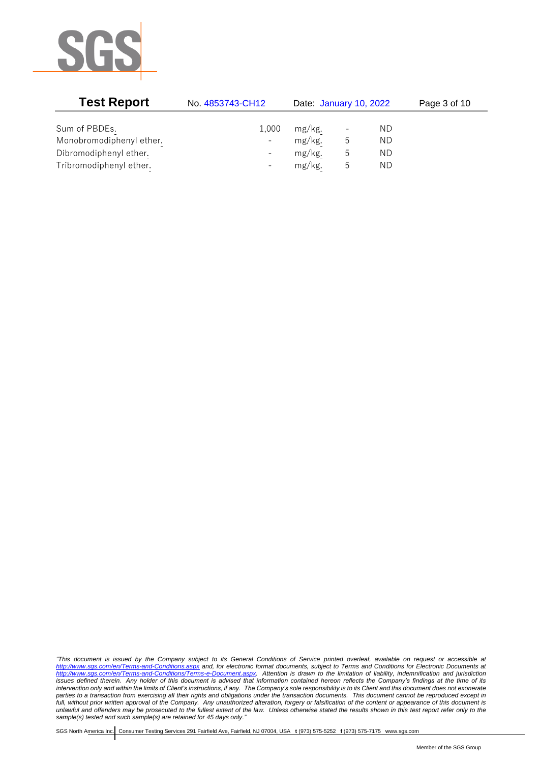| | | | | |
|---|---|---|---|---|
| Sum of PBDEs. | 1,000 | mg/kg. | - | ND |
| Monobromodiphenyl ether. | - | mg/kg. | 5 | ND |
| Dibromodiphenyl ether. | - | mg/kg. | 5 | ND |
| Tribromodiphenyl ether. | - | mg/kg. | 5 | ND |

*"This document is issued by the Company subject to its General Conditions of Service printed overleaf, available on request or accessible at http://www.sgs.com/en/Terms-and-Conditions.aspx and, for electronic format documents, subject to Terms and Conditions for Electronic Documents at http://www.sgs.com/en/Terms-and-Conditions/Terms-e-Document.aspx. Attention is drawn to the limitation of liability, indemnification and jurisdiction issues defined therein. Any holder of this document is advised that information contained hereon reflects the Company's findings at the time of its intervention only and within the limits of Client's instructions, if any. The Company's sole responsibility is to its Client and this document does not exonerate parties to a transaction from exercising all their rights and obligations under the transaction documents. This document cannot be reproduced except in full, without prior written approval of the Company. Any unauthorized alteration, forgery or falsification of the content or appearance of this document is unlawful and offenders may be prosecuted to the fullest extent of the law. Unless otherwise stated the results shown in this test report refer only to the sample(s) tested and such sample(s) are retained for 45 days only."*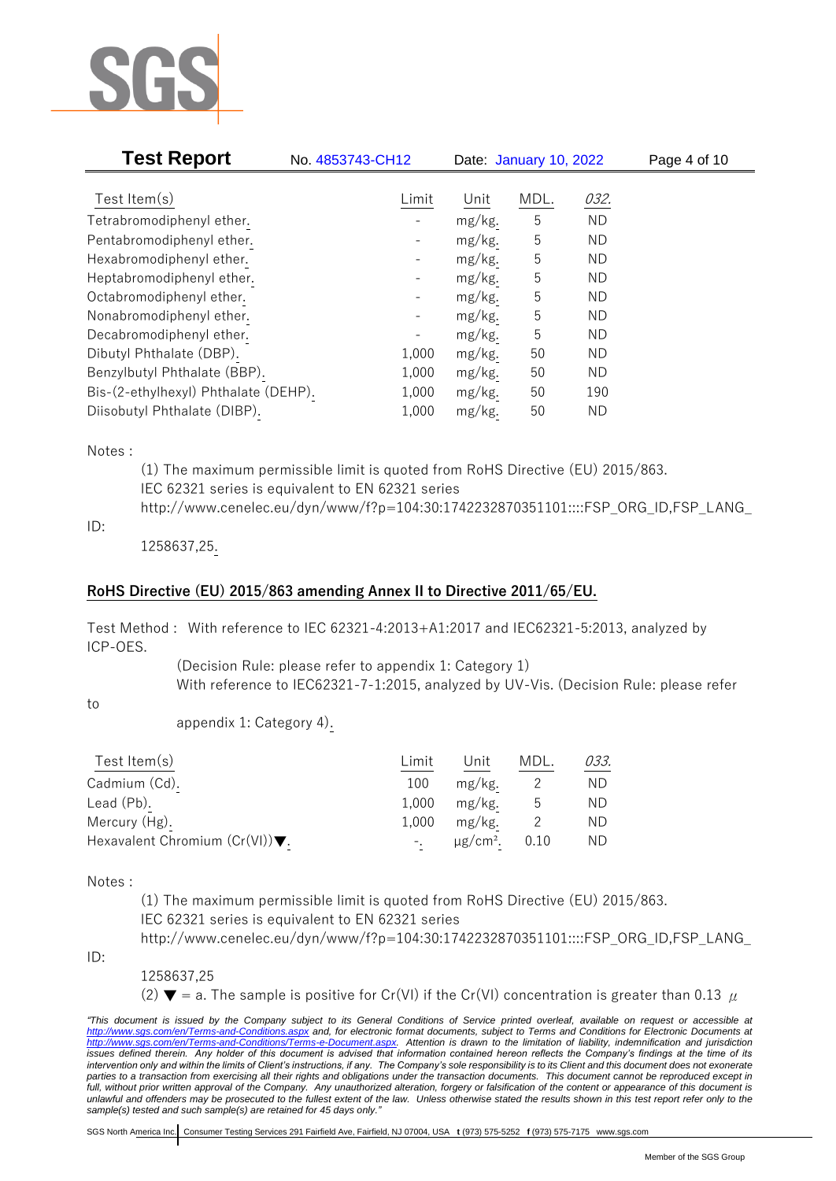| Test Item(s) | Limit | Unit | MDL. | *032.* |
|---|---|---|---|---|
| Tetrabromodiphenyl ether. | - | mg/kg. | 5 | ND |
| Pentabromodiphenyl ether. | - | mg/kg. | 5 | ND |
| Hexabromodiphenyl ether. | - | mg/kg. | 5 | ND |
| Heptabromodiphenyl ether. | - | mg/kg. | 5 | ND |
| Octabromodiphenyl ether. | - | mg/kg. | 5 | ND |
| Nonabromodiphenyl ether. | - | mg/kg. | 5 | ND |
| Decabromodiphenyl ether. | - | mg/kg. | 5 | ND |
| Dibutyl Phthalate (DBP). | 1,000 | mg/kg. | 50 | ND |
| Benzylbutyl Phthalate (BBP). | 1,000 | mg/kg. | 50 | ND |
| Bis-(2-ethylhexyl) Phthalate (DEHP). | 1,000 | mg/kg. | 50 | 190 |
| Diisobutyl Phthalate (DIBP). | 1,000 | mg/kg. | 50 | ND |

Notes :

(1) The maximum permissible limit is quoted from RoHS Directive (EU) 2015/863.
IEC 62321 series is equivalent to EN 62321 series
http://www.cenelec.eu/dyn/www/f?p=104:30:1742232870351101::::FSP_ORG_ID,FSP_LANG_ID:
1258637,25.

## RoHS Directive (EU) 2015/863 amending Annex II to Directive 2011/65/EU.

Test Method : With reference to IEC 62321-4:2013+A1:2017 and IEC62321-5:2013, analyzed by ICP-OES.
(Decision Rule: please refer to appendix 1: Category 1)
With reference to IEC62321-7-1:2015, analyzed by UV-Vis. (Decision Rule: please refer to appendix 1: Category 4).

| Test Item(s) | Limit | Unit | MDL. | *033.* |
|---|---|---|---|---|
| Cadmium (Cd). | 100 | mg/kg. | 2 | ND |
| Lead (Pb). | 1,000 | mg/kg. | 5 | ND |
| Mercury (Hg). | 1,000 | mg/kg. | 2 | ND |
| Hexavalent Chromium (Cr(VI))▼. | -. | μg/cm². | 0.10 | ND |

Notes :

(1) The maximum permissible limit is quoted from RoHS Directive (EU) 2015/863.
IEC 62321 series is equivalent to EN 62321 series
http://www.cenelec.eu/dyn/www/f?p=104:30:1742232870351101::::FSP_ORG_ID,FSP_LANG_ID:
1258637,25

(2) ▼ = a. The sample is positive for Cr(VI) if the Cr(VI) concentration is greater than 0.13 μ

*"This document is issued by the Company subject to its General Conditions of Service printed overleaf, available on request or accessible at http://www.sgs.com/en/Terms-and-Conditions.aspx and, for electronic format documents, subject to Terms and Conditions for Electronic Documents at http://www.sgs.com/en/Terms-and-Conditions/Terms-e-Document.aspx. Attention is drawn to the limitation of liability, indemnification and jurisdiction issues defined therein. Any holder of this document is advised that information contained hereon reflects the Company's findings at the time of its intervention only and within the limits of Client's instructions, if any. The Company's sole responsibility is to its Client and this document does not exonerate parties to a transaction from exercising all their rights and obligations under the transaction documents. This document cannot be reproduced except in full, without prior written approval of the Company. Any unauthorized alteration, forgery or falsification of the content or appearance of this document is unlawful and offenders may be prosecuted to the fullest extent of the law. Unless otherwise stated the results shown in this test report refer only to the sample(s) tested and such sample(s) are retained for 45 days only."*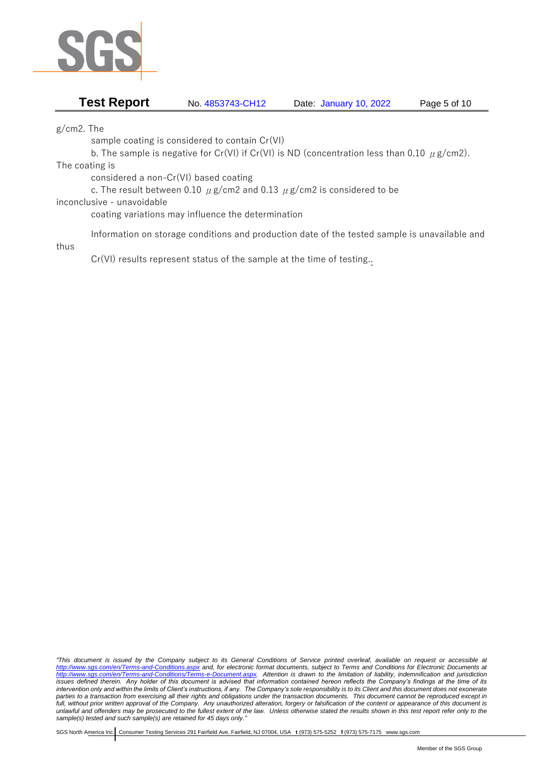g/cm2. The

sample coating is considered to contain Cr(VI)

b. The sample is negative for Cr(VI) if Cr(VI) is ND (concentration less than 0.10 $\mu$g/cm2). The coating is

considered a non-Cr(VI) based coating

c. The result between 0.10 $\mu$g/cm2 and 0.13 $\mu$g/cm2 is considered to be inconclusive - unavoidable

coating variations may influence the determination

Information on storage conditions and production date of the tested sample is unavailable and thus

Cr(VI) results represent status of the sample at the time of testing..

*"This document is issued by the Company subject to its General Conditions of Service printed overleaf, available on request or accessible at http://www.sgs.com/en/Terms-and-Conditions.aspx and, for electronic format documents, subject to Terms and Conditions for Electronic Documents at http://www.sgs.com/en/Terms-and-Conditions/Terms-e-Document.aspx. Attention is drawn to the limitation of liability, indemnification and jurisdiction issues defined therein. Any holder of this document is advised that information contained hereon reflects the Company's findings at the time of its intervention only and within the limits of Client's instructions, if any. The Company's sole responsibility is to its Client and this document does not exonerate parties to a transaction from exercising all their rights and obligations under the transaction documents. This document cannot be reproduced except in full, without prior written approval of the Company. Any unauthorized alteration, forgery or falsification of the content or appearance of this document is unlawful and offenders may be prosecuted to the fullest extent of the law. Unless otherwise stated the results shown in this test report refer only to the sample(s) tested and such sample(s) are retained for 45 days only."*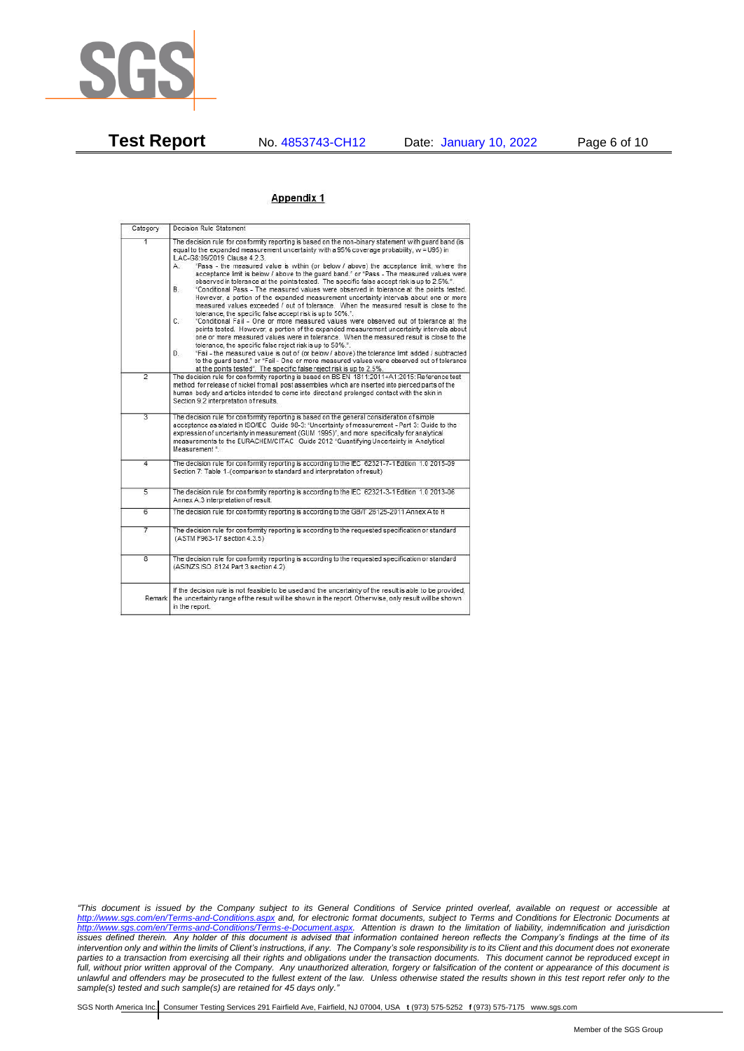**Test Report** No. 4853743-CH12 Date: January 10, 2022

## Appendix 1

| Category | Decision Rule Statement |
|---|---|
| 1 | The decision rule for conformity reporting is based on the non-binary statement with guard band (is equal to the expanded measurement uncertainty with a 95% coverage probability, w = U95) in ILAC-G8:09/2019 Clause 4.2.3.<br>A. "Pass - the measured value is within (or below / above) the acceptance limit, where the acceptance limit is below / above to the guard band." or "Pass - The measured values were observed in tolerance at the points tested. The specific false accept risk is up to 2.5%.".<br>B. "Conditional Pass - The measured values were observed in tolerance at the points tested. However, a portion of the expanded measurement uncertainty intervals about one or more measured values exceeded / out of tolerance. When the measured result is close to the tolerance, the specific false accept risk is up to 50%.".<br>C. "Conditional Fail - One or more measured values were observed out of tolerance at the points tested. However, a portion of the expanded measurement uncertainty intervals about one or more measured values were in tolerance. When the measured result is close to the tolerance, the specific false reject risk is up to 50%.".<br>D. "Fail - the measured value is out of (or below / above) the tolerance limit added / subtracted to the guard band." or "Fail - One or more measured values were observed out of tolerance at the points tested". The specific false reject risk is up to 2.5%. |
| 2 | The decision rule for conformity reporting is based on BS EN 1811:2011+A1:2015: Reference test method for release of nickel from all post assemblies which are inserted into pierced parts of the human body and articles intended to come into direct and prolonged contact with the skin in Section 9.2 interpretation of results. |
| 3 | The decision rule for conformity reporting is based on the general consideration of simple acceptance as stated in ISO/IEC Guide 98-3: "Uncertainty of measurement - Part 3: Guide to the expression of uncertainty in measurement (GUM 1995)", and more specifically for analytical measurements to the EURACHEM/CITAC Guide 2012 "Quantifying Uncertainty in Analytical Measurement ". |
| 4 | The decision rule for conformity reporting is according to the IEC 62321-7-1 Edition 1.0 2015-09 Section 7: Table 1-(comparison to standard and interpretation of result) |
| 5 | The decision rule for conformity reporting is according to the IEC 62321-3-1 Edition 1.0 2013-06 Annex A.3 interpretation of result. |
| 6 | The decision rule for conformity reporting is according to the GB/T 26125-2011 Annex A to H |
| 7 | The decision rule for conformity reporting is according to the requested specification or standard (ASTM F963-17 section 4.3.5) |
| 8 | The decision rule for conformity reporting is according to the requested specification or standard (AS/NZS ISO 8124 Part 3 section 4.2) |
| Remark | If the decision rule is not feasible to be used and the uncertainty of the result is able to be provided, the uncertainty range of the result will be shown in the report. Otherwise, only result will be shown in the report. |

*"This document is issued by the Company subject to its General Conditions of Service printed overleaf, available on request or accessible at http://www.sgs.com/en/Terms-and-Conditions.aspx and, for electronic format documents, subject to Terms and Conditions for Electronic Documents at http://www.sgs.com/en/Terms-and-Conditions/Terms-e-Document.aspx. Attention is drawn to the limitation of liability, indemnification and jurisdiction issues defined therein. Any holder of this document is advised that information contained hereon reflects the Company's findings at the time of its intervention only and within the limits of Client's instructions, if any. The Company's sole responsibility is to its Client and this document does not exonerate parties to a transaction from exercising all their rights and obligations under the transaction documents. This document cannot be reproduced except in full, without prior written approval of the Company. Any unauthorized alteration, forgery or falsification of the content or appearance of this document is unlawful and offenders may be prosecuted to the fullest extent of the law. Unless otherwise stated the results shown in this test report refer only to the sample(s) tested and such sample(s) are retained for 45 days only."*

SGS North America Inc. Consumer Testing Services 291 Fairfield Ave, Fairfield, NJ 07004, USA t (973) 575-5252 f (973) 575-7175 www.sgs.com

Member of the SGS Group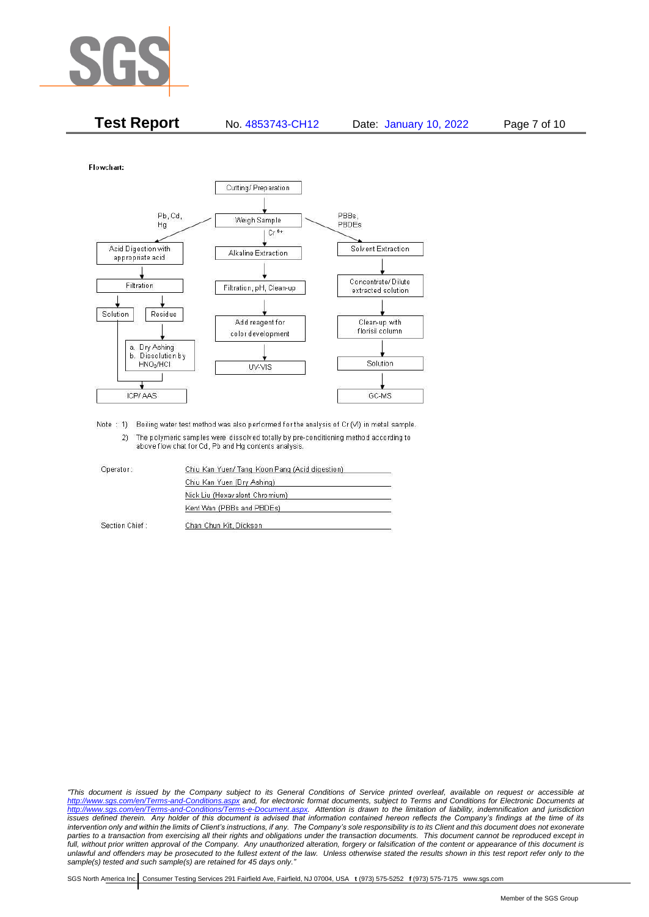Flowchart:

Cutting/ Preparation

Weigh Sample

Pb, Cd, Hg

$Cr^{6+}$

PBBs, PBDEs

Acid Digestion with appropriate acid

Filtration

Solution

Residue

a. Dry Ashing
b. Dissolution by $HNO_3$/HCl

ICP/ AAS

Alkaline Extraction

Filtration, pH, Clean-up

Add reagent for color development

UV-VIS

Solvent Extraction

Concentrate/ Dilute extracted solution

Clean-up with florisil column

Solution

GC-MS

Note : 1) Boiling water test method was also performed for the analysis of Cr (VI) in metal sample.

2) The polymeric samples were dissolved totally by pre-conditioning method according to above flow chat for Cd, Pb and Hg contents analysis.

| | |
|---|---|
| Operator: | Chiu Kan Yuen/ Tang Koon Pang (Acid digestion) |
| | Chiu Kan Yuen (Dry Ashing) |
| | Nick Liu (Hexavalent Chromium) |
| | Kent Wan (PBBs and PBDEs) |
| Section Chief : | Chan Chun Kit, Dickson |

*"This document is issued by the Company subject to its General Conditions of Service printed overleaf, available on request or accessible at http://www.sgs.com/en/Terms-and-Conditions.aspx and, for electronic format documents, subject to Terms and Conditions for Electronic Documents at http://www.sgs.com/en/Terms-and-Conditions/Terms-e-Document.aspx. Attention is drawn to the limitation of liability, indemnification and jurisdiction issues defined therein. Any holder of this document is advised that information contained hereon reflects the Company's findings at the time of its intervention only and within the limits of Client's instructions, if any. The Company's sole responsibility is to its Client and this document does not exonerate parties to a transaction from exercising all their rights and obligations under the transaction documents. This document cannot be reproduced except in full, without prior written approval of the Company. Any unauthorized alteration, forgery or falsification of the content or appearance of this document is unlawful and offenders may be prosecuted to the fullest extent of the law. Unless otherwise stated the results shown in this test report refer only to the sample(s) tested and such sample(s) are retained for 45 days only."*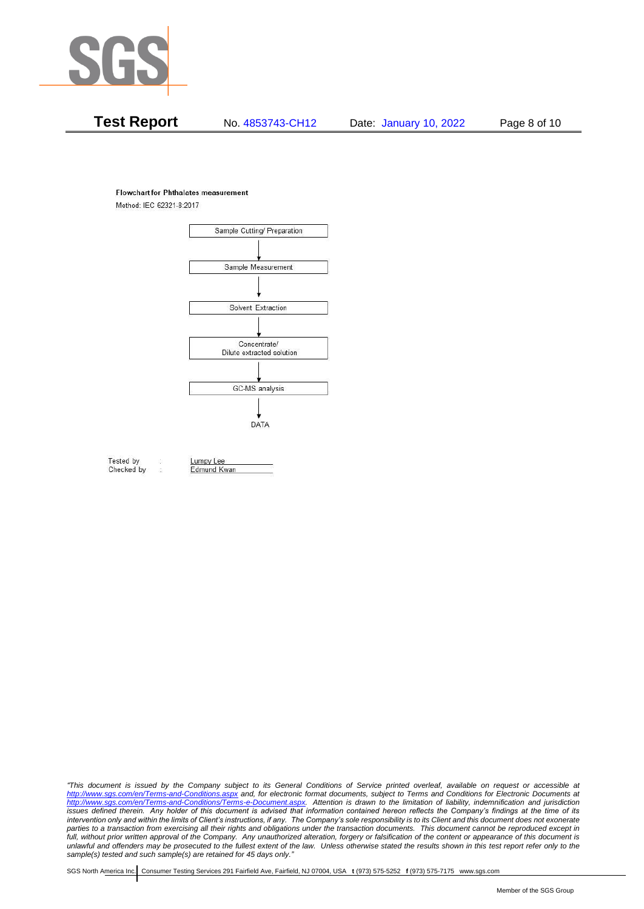**Flowchart for Phthalates measurement**

Method: IEC 62321-8:2017

Sample Cutting/ Preparation

↓

Sample Measurement

↓

Solvent Extraction

↓

Concentrate/
Dilute extracted solution

↓

GC-MS analysis

↓

DATA

Tested by : Lumpy Lee

Checked by : Edmund Kwan

*"This document is issued by the Company subject to its General Conditions of Service printed overleaf, available on request or accessible at http://www.sgs.com/en/Terms-and-Conditions.aspx and, for electronic format documents, subject to Terms and Conditions for Electronic Documents at http://www.sgs.com/en/Terms-and-Conditions/Terms-e-Document.aspx. Attention is drawn to the limitation of liability, indemnification and jurisdiction issues defined therein. Any holder of this document is advised that information contained hereon reflects the Company's findings at the time of its intervention only and within the limits of Client's instructions, if any. The Company's sole responsibility is to its Client and this document does not exonerate parties to a transaction from exercising all their rights and obligations under the transaction documents. This document cannot be reproduced except in full, without prior written approval of the Company. Any unauthorized alteration, forgery or falsification of the content or appearance of this document is unlawful and offenders may be prosecuted to the fullest extent of the law. Unless otherwise stated the results shown in this test report refer only to the sample(s) tested and such sample(s) are retained for 45 days only."*

SGS North America Inc. | Consumer Testing Services 291 Fairfield Ave, Fairfield, NJ 07004, USA **t** (973) 575-5252 **f** (973) 575-7175 www.sgs.com

Member of the SGS Group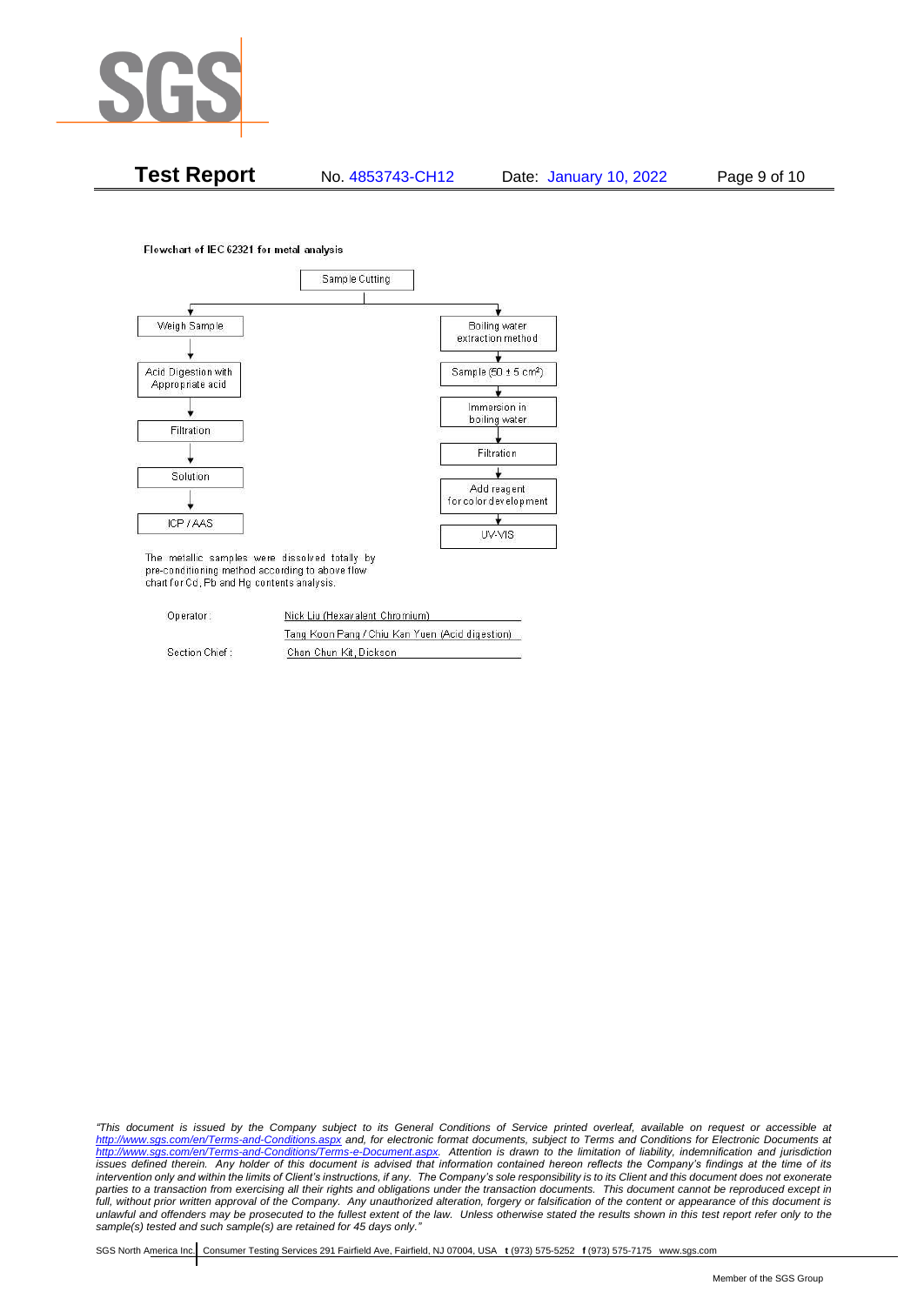**Flowchart of IEC 62321 for metal analysis**

Sample Cutting

Weigh Sample

Acid Digestion with Appropriate acid

Filtration

Solution

ICP / AAS

Boiling water extraction method

Sample (50 ± 5 cm²)

Immersion in boiling water

Filtration

Add reagent for color development

UV-VIS

The metallic samples were dissolved totally by pre-conditioning method according to above flow chart for Cd, Pb and Hg contents analysis.

Operator : Nick Liu (Hexavalent Chromium)

Tang Koon Pang / Chiu Kan Yuen (Acid digestion)

Section Chief : Chan Chun Kit, Dickson

*"This document is issued by the Company subject to its General Conditions of Service printed overleaf, available on request or accessible at http://www.sgs.com/en/Terms-and-Conditions.aspx and, for electronic format documents, subject to Terms and Conditions for Electronic Documents at http://www.sgs.com/en/Terms-and-Conditions/Terms-e-Document.aspx. Attention is drawn to the limitation of liability, indemnification and jurisdiction issues defined therein. Any holder of this document is advised that information contained hereon reflects the Company's findings at the time of its intervention only and within the limits of Client's instructions, if any. The Company's sole responsibility is to its Client and this document does not exonerate parties to a transaction from exercising all their rights and obligations under the transaction documents. This document cannot be reproduced except in full, without prior written approval of the Company. Any unauthorized alteration, forgery or falsification of the content or appearance of this document is unlawful and offenders may be prosecuted to the fullest extent of the law. Unless otherwise stated the results shown in this test report refer only to the sample(s) tested and such sample(s) are retained for 45 days only."*

SGS North America Inc. | Consumer Testing Services 291 Fairfield Ave, Fairfield, NJ 07004, USA **t** (973) 575-5252 **f** (973) 575-7175 www.sgs.com

Member of the SGS Group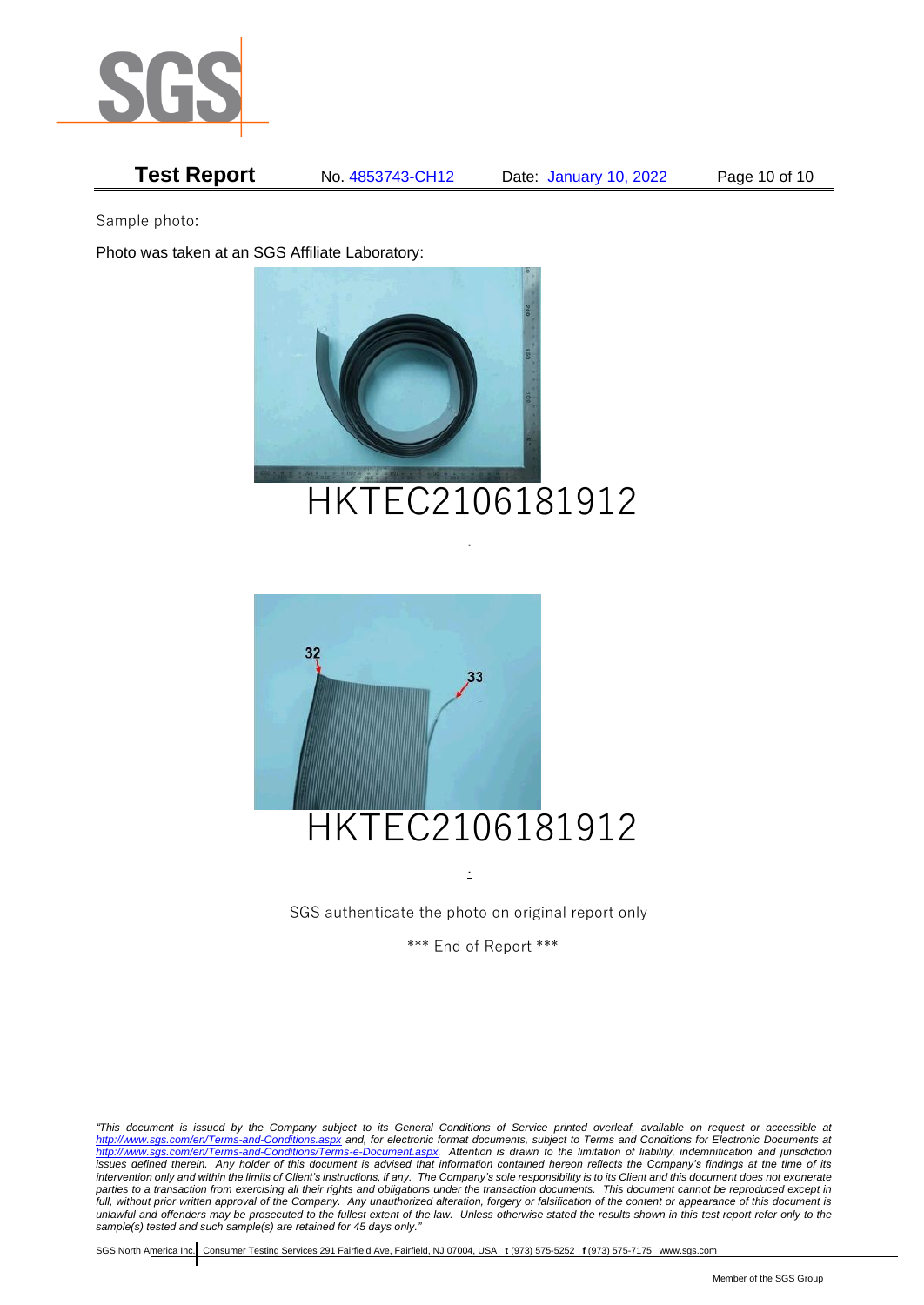Sample photo:

Photo was taken at an SGS Affiliate Laboratory:

HKTEC2106181912

:

32

33

HKTEC2106181912

:

SGS authenticate the photo on original report only

\*\*\* End of Report \*\*\*

*"This document is issued by the Company subject to its General Conditions of Service printed overleaf, available on request or accessible at http://www.sgs.com/en/Terms-and-Conditions.aspx and, for electronic format documents, subject to Terms and Conditions for Electronic Documents at http://www.sgs.com/en/Terms-and-Conditions/Terms-e-Document.aspx. Attention is drawn to the limitation of liability, indemnification and jurisdiction issues defined therein. Any holder of this document is advised that information contained hereon reflects the Company's findings at the time of its intervention only and within the limits of Client's instructions, if any. The Company's sole responsibility is to its Client and this document does not exonerate parties to a transaction from exercising all their rights and obligations under the transaction documents. This document cannot be reproduced except in full, without prior written approval of the Company. Any unauthorized alteration, forgery or falsification of the content or appearance of this document is unlawful and offenders may be prosecuted to the fullest extent of the law. Unless otherwise stated the results shown in this test report refer only to the sample(s) tested and such sample(s) are retained for 45 days only."*